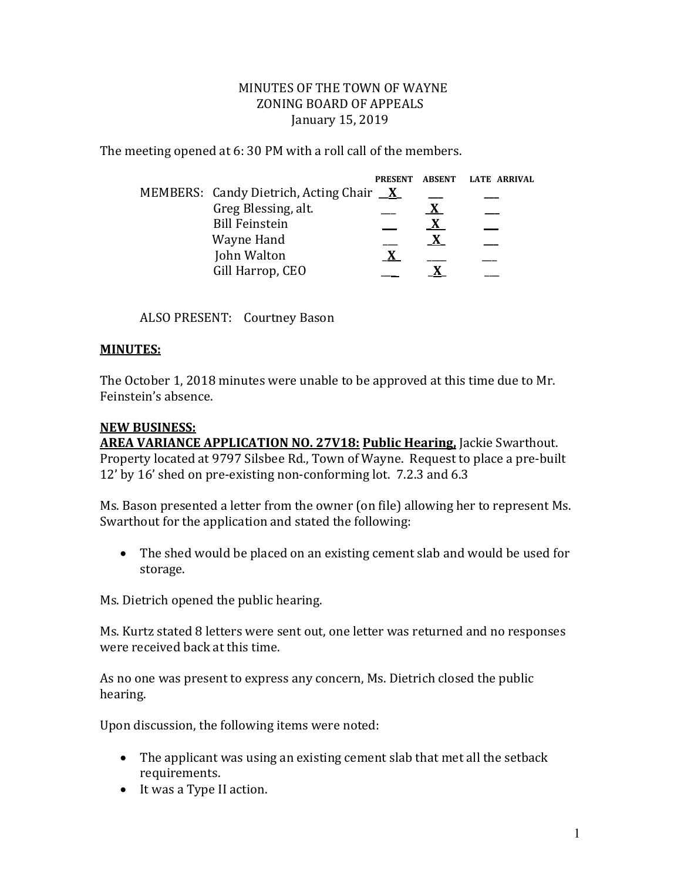MINUTES OF THE TOWN OF WAYNE
ZONING BOARD OF APPEALS
January 15, 2019

The meeting opened at 6: 30 PM with a roll call of the members.

| MEMBERS: | PRESENT | ABSENT | LATE ARRIVAL |
|---|---|---|---|
| Candy Dietrich, Acting Chair | X | | |
| Greg Blessing, alt. | | X | |
| Bill Feinstein | | X | |
| Wayne Hand | | X | |
| John Walton | X | | |
| Gill Harrop, CEO | | X | |

ALSO PRESENT: Courtney Bason

**MINUTES:**

The October 1, 2018 minutes were unable to be approved at this time due to Mr. Feinstein's absence.

**NEW BUSINESS:**

**AREA VARIANCE APPLICATION NO. 27V18: Public Hearing,** Jackie Swarthout. Property located at 9797 Silsbee Rd., Town of Wayne. Request to place a pre-built 12' by 16' shed on pre-existing non-conforming lot. 7.2.3 and 6.3

Ms. Bason presented a letter from the owner (on file) allowing her to represent Ms. Swarthout for the application and stated the following:

- The shed would be placed on an existing cement slab and would be used for storage.

Ms. Dietrich opened the public hearing.

Ms. Kurtz stated 8 letters were sent out, one letter was returned and no responses were received back at this time.

As no one was present to express any concern, Ms. Dietrich closed the public hearing.

Upon discussion, the following items were noted:

- The applicant was using an existing cement slab that met all the setback requirements.
- It was a Type II action.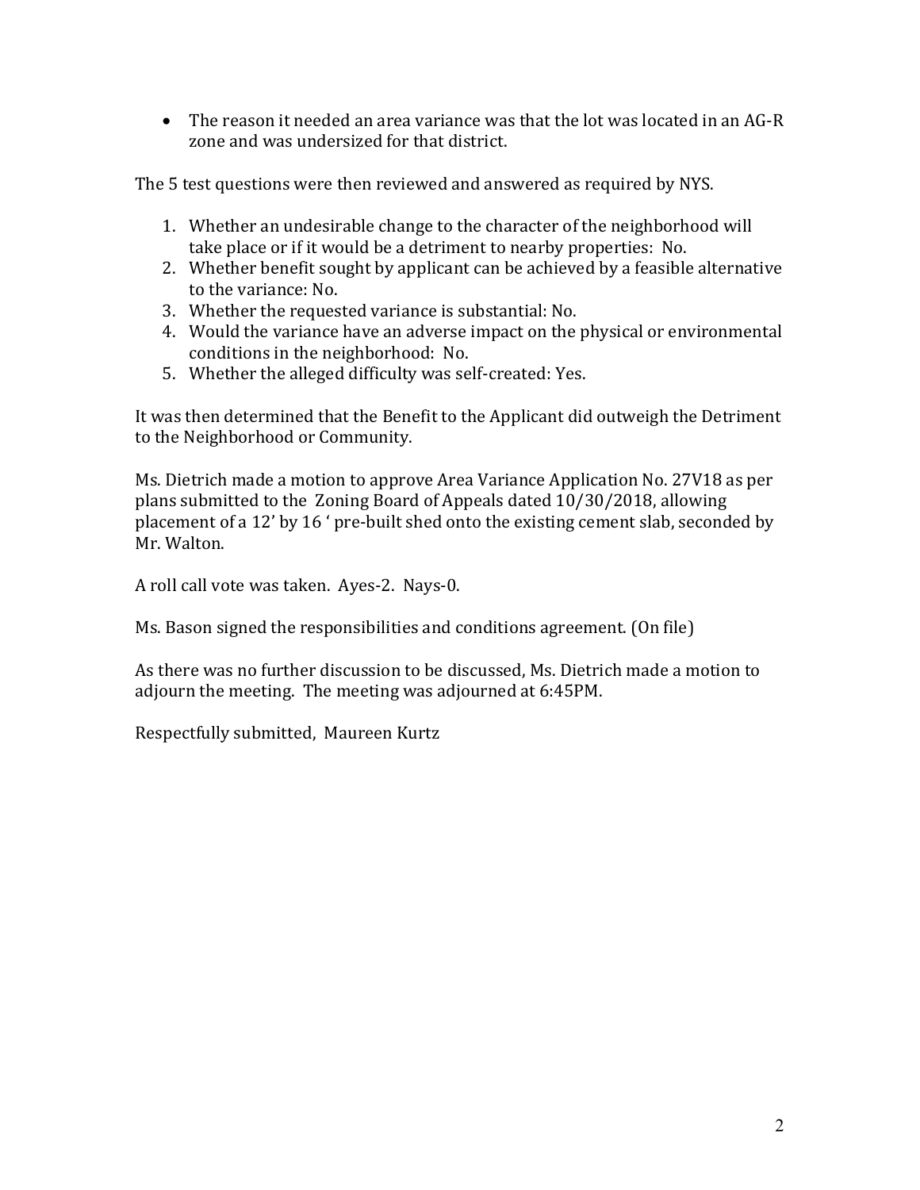- The reason it needed an area variance was that the lot was located in an AG-R zone and was undersized for that district.

The 5 test questions were then reviewed and answered as required by NYS.

1. Whether an undesirable change to the character of the neighborhood will take place or if it would be a detriment to nearby properties: No.
2. Whether benefit sought by applicant can be achieved by a feasible alternative to the variance: No.
3. Whether the requested variance is substantial: No.
4. Would the variance have an adverse impact on the physical or environmental conditions in the neighborhood: No.
5. Whether the alleged difficulty was self-created: Yes.

It was then determined that the Benefit to the Applicant did outweigh the Detriment to the Neighborhood or Community.

Ms. Dietrich made a motion to approve Area Variance Application No. 27V18 as per plans submitted to the Zoning Board of Appeals dated 10/30/2018, allowing placement of a 12' by 16 ' pre-built shed onto the existing cement slab, seconded by Mr. Walton.

A roll call vote was taken. Ayes-2. Nays-0.

Ms. Bason signed the responsibilities and conditions agreement. (On file)

As there was no further discussion to be discussed, Ms. Dietrich made a motion to adjourn the meeting. The meeting was adjourned at 6:45PM.

Respectfully submitted, Maureen Kurtz